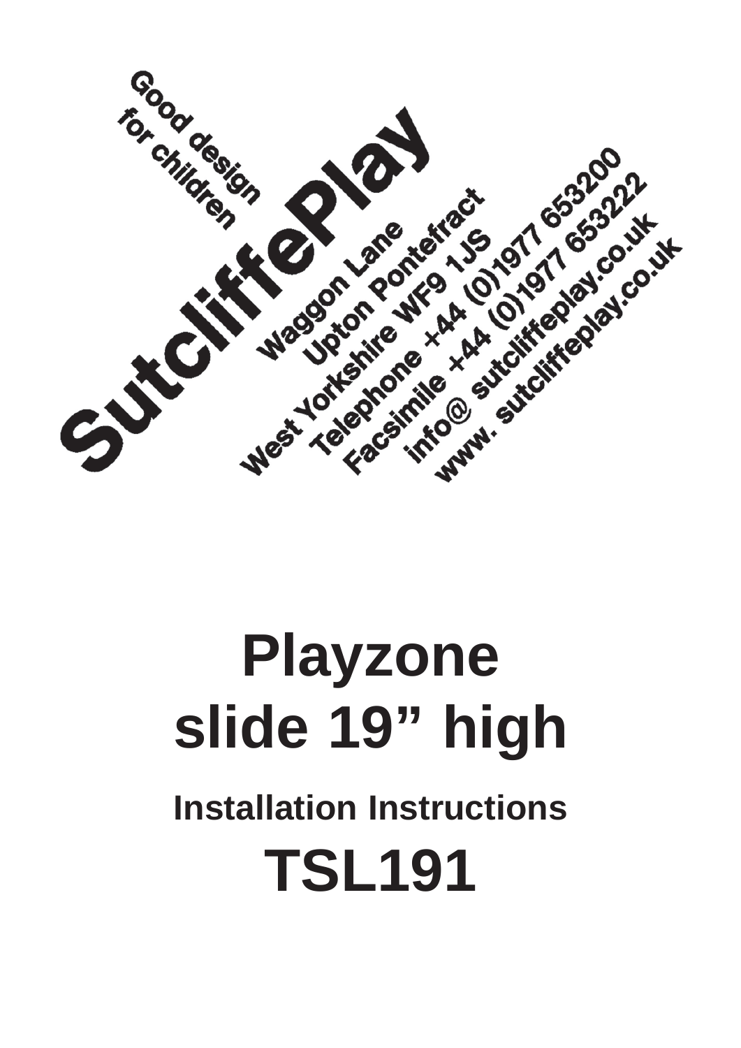Good design for children

SutcliffePlay

Waggon Lane
Upton Pontefract
West Yorkshire WF9 1JS
Telephone +44 (0)1977 653200
Facsimile +44 (0)1977 653222
info@ sutcliffeplay.co.uk
www. sutcliffeplay.co.uk

# Playzone slide 19” high

## Installation Instructions

# TSL191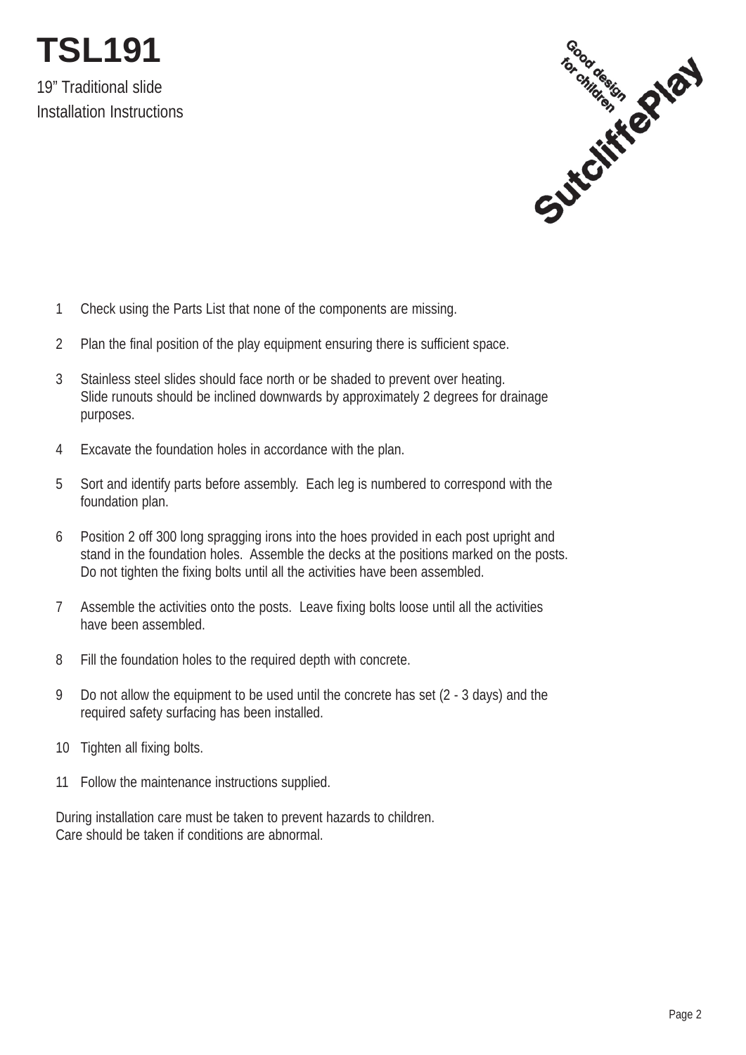# TSL191

19” Traditional slide

Installation Instructions

Good design for children

SutcliffePlay

1. Check using the Parts List that none of the components are missing.
2. Plan the final position of the play equipment ensuring there is sufficient space.
3. Stainless steel slides should face north or be shaded to prevent over heating.
   Slide runouts should be inclined downwards by approximately 2 degrees for drainage purposes.
4. Excavate the foundation holes in accordance with the plan.
5. Sort and identify parts before assembly. Each leg is numbered to correspond with the foundation plan.
6. Position 2 off 300 long spragging irons into the hoes provided in each post upright and stand in the foundation holes. Assemble the decks at the positions marked on the posts. Do not tighten the fixing bolts until all the activities have been assembled.
7. Assemble the activities onto the posts. Leave fixing bolts loose until all the activities have been assembled.
8. Fill the foundation holes to the required depth with concrete.
9. Do not allow the equipment to be used until the concrete has set (2 - 3 days) and the required safety surfacing has been installed.
10. Tighten all fixing bolts.
11. Follow the maintenance instructions supplied.

During installation care must be taken to prevent hazards to children.
Care should be taken if conditions are abnormal.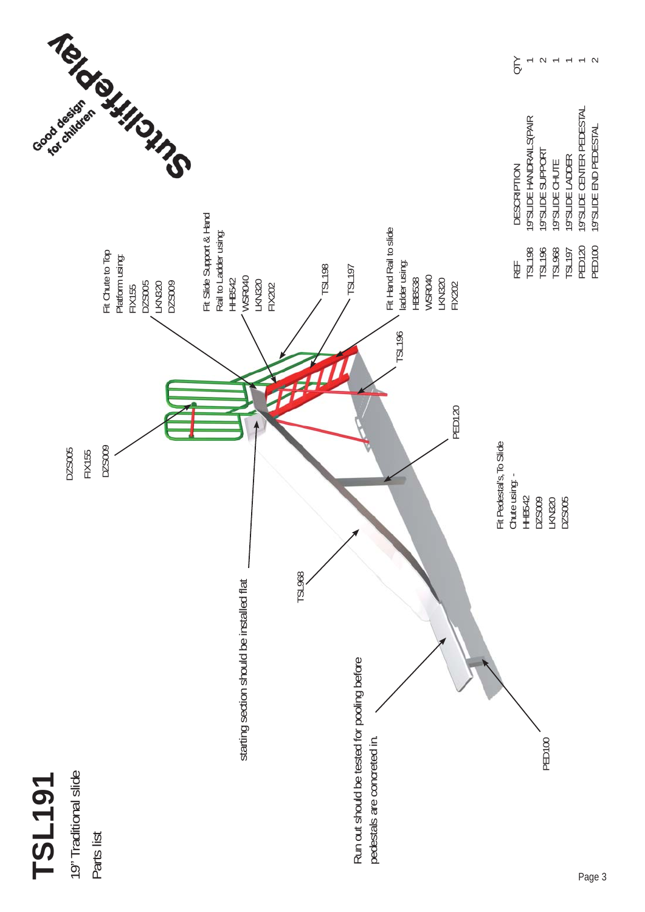# TSL191

19" Traditional slide

Parts list

Sutcliffeplay — Good design for children

DZS005
FIX155
DZS009

Fit Chute to Top Platform using:
FIX155
DZS005
LKN320
DZS009

Fit Slide Support & Hand Rail to Ladder using:
HHB542
WSR040
LKN320
FIX202

TSL198

TSL197

Fit Hand Rail to slide ladder using:
HBB538
WSR040
LKN320
FIX202

TSL196

PED120

Fit Pedestal's, To Slide Chute using: -
HHB542
DZS009
LKN320
DZS005

starting section should be installed flat

TSL968

Run out should be tested for pooling before pedestals are concreted in.

PED100

| REF | DESCRIPTION | QTY |
|---|---|---|
| TSL198 | 19"SLIDE HANDRAILS(PAIR | 1 |
| TSL196 | 19"SLIDE SUPPORT | 2 |
| TSL968 | 19"SLIDE CHUTE | 1 |
| TSL197 | 19"SLIDE LADDER | 1 |
| PED120 | 19"SLIDE CENTER PEDESTAL | 1 |
| PED100 | 19"SLIDE END PEDESTAL | 2 |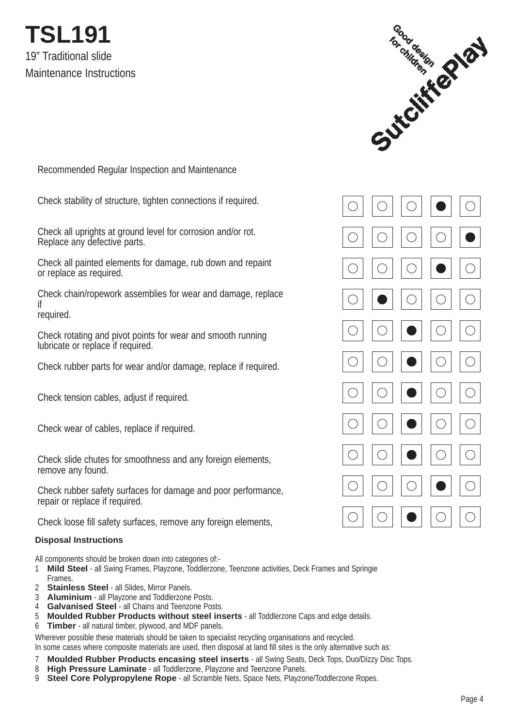# TSL191

19" Traditional slide

Maintenance Instructions

Good design for children SutcliffePlay

Recommended Regular Inspection and Maintenance

| | | | | | |
|---|---|---|---|---|---|
| Check stability of structure, tighten connections if required. | ○ | ○ | ○ | ● | ○ |
| Check all uprights at ground level for corrosion and/or rot. Replace any defective parts. | ○ | ○ | ○ | ○ | ● |
| Check all painted elements for damage, rub down and repaint or replace as required. | ○ | ○ | ○ | ● | ○ |
| Check chain/ropework assemblies for wear and damage, replace if required. | ○ | ● | ○ | ○ | ○ |
| Check rotating and pivot points for wear and smooth running lubricate or replace if required. | ○ | ○ | ● | ○ | ○ |
| Check rubber parts for wear and/or damage, replace if required. | ○ | ○ | ● | ○ | ○ |
| Check tension cables, adjust if required. | ○ | ○ | ● | ○ | ○ |
| Check wear of cables, replace if required. | ○ | ○ | ● | ○ | ○ |
| Check slide chutes for smoothness and any foreign elements, remove any found. | ○ | ○ | ● | ○ | ○ |
| Check rubber safety surfaces for damage and poor performance, repair or replace if required. | ○ | ○ | ○ | ● | ○ |
| Check loose fill safety surfaces, remove any foreign elements, | ○ | ○ | ● | ○ | ○ |

**Disposal Instructions**

All components should be broken down into categories of:-

1. **Mild Steel** - all Swing Frames, Playzone, Toddlerzone, Teenzone activities, Deck Frames and Springie Frames.
2. **Stainless Steel** - all Slides, Mirror Panels.
3. **Aluminium** - all Playzone and Toddlerzone Posts.
4. **Galvanised Steel** - all Chains and Teenzone Posts.
5. **Moulded Rubber Products without steel inserts** - all Toddlerzone Caps and edge details.
6. **Timber** - all natural timber, plywood, and MDF panels.

Wherever possible these materials should be taken to specialist recycling organisations and recycled.
In some cases where composite materials are used, then disposal at land fill sites is the only alternative such as:

7. **Moulded Rubber Products encasing steel inserts** - all Swing Seats, Deck Tops, Duo/Dizzy Disc Tops.
8. **High Pressure Laminate** - all Toddlerzone, Playzone and Teenzone Panels.
9. **Steel Core Polypropylene Rope** - all Scramble Nets, Space Nets, Playzone/Toddlerzone Ropes.